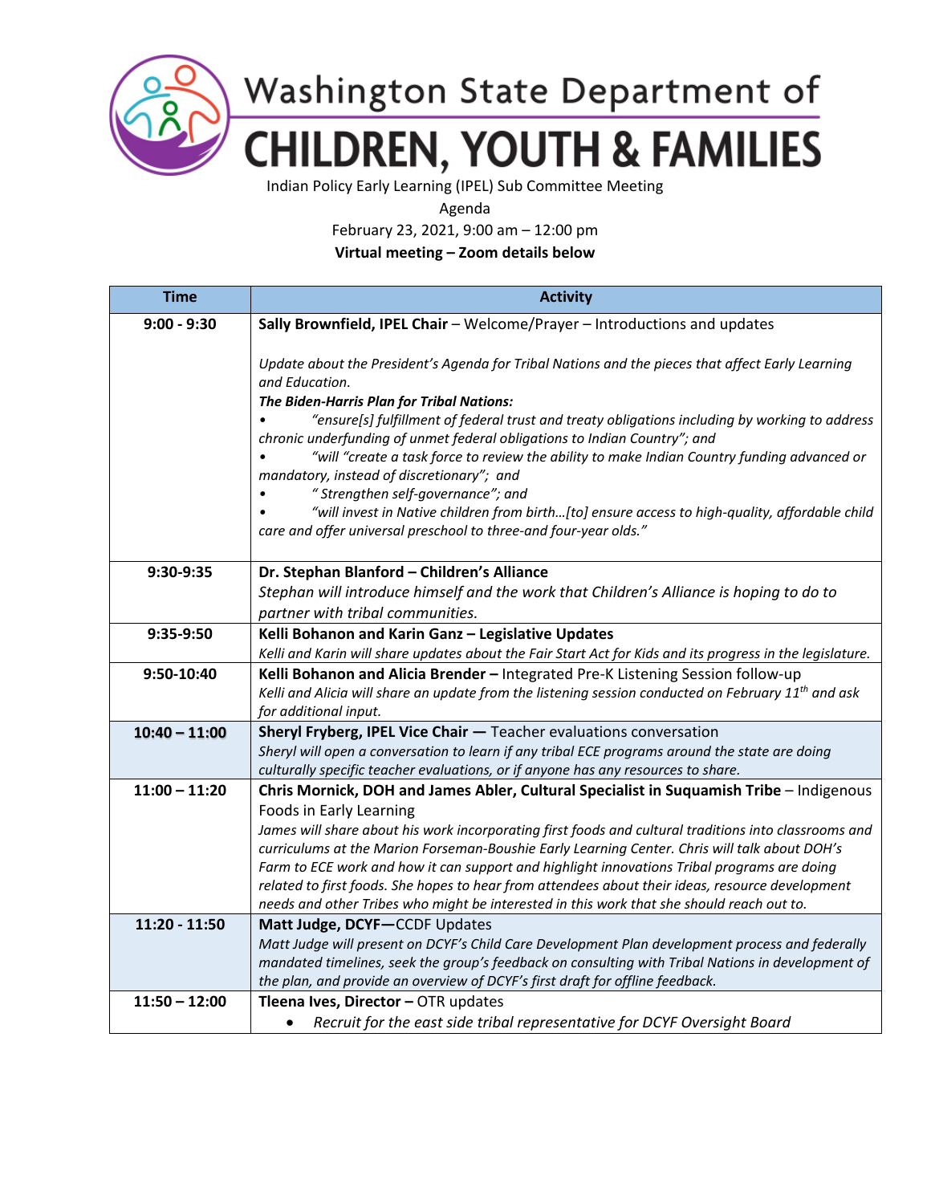# Washington State Department of CHILDREN, YOUTH & FAMILIES

Indian Policy Early Learning (IPEL) Sub Committee Meeting

Agenda

February 23, 2021, 9:00 am – 12:00 pm

**Virtual meeting – Zoom details below**

| Time | Activity |
|---|---|
| **9:00 - 9:30** | **Sally Brownfield, IPEL Chair** – Welcome/Prayer – Introductions and updates<br><br>*Update about the President's Agenda for Tribal Nations and the pieces that affect Early Learning and Education.*<br>***The Biden-Harris Plan for Tribal Nations:***<br>• *"ensure[s] fulfillment of federal trust and treaty obligations including by working to address chronic underfunding of unmet federal obligations to Indian Country"; and*<br>• *"will "create a task force to review the ability to make Indian Country funding advanced or mandatory, instead of discretionary"; and*<br>• *" Strengthen self-governance"; and*<br>• *"will invest in Native children from birth…[to] ensure access to high-quality, affordable child care and offer universal preschool to three-and four-year olds."* |
| **9:30-9:35** | **Dr. Stephan Blanford – Children's Alliance**<br>*Stephan will introduce himself and the work that Children's Alliance is hoping to do to partner with tribal communities.* |
| **9:35-9:50** | **Kelli Bohanon and Karin Ganz – Legislative Updates**<br>*Kelli and Karin will share updates about the Fair Start Act for Kids and its progress in the legislature.* |
| **9:50-10:40** | **Kelli Bohanon and Alicia Brender –** Integrated Pre-K Listening Session follow-up<br>*Kelli and Alicia will share an update from the listening session conducted on February 11th and ask for additional input.* |
| **10:40 – 11:00** | **Sheryl Fryberg, IPEL Vice Chair —** Teacher evaluations conversation<br>*Sheryl will open a conversation to learn if any tribal ECE programs around the state are doing culturally specific teacher evaluations, or if anyone has any resources to share.* |
| **11:00 – 11:20** | **Chris Mornick, DOH and James Abler, Cultural Specialist in Suquamish Tribe** – Indigenous Foods in Early Learning<br>*James will share about his work incorporating first foods and cultural traditions into classrooms and curriculums at the Marion Forseman-Boushie Early Learning Center. Chris will talk about DOH's Farm to ECE work and how it can support and highlight innovations Tribal programs are doing related to first foods. She hopes to hear from attendees about their ideas, resource development needs and other Tribes who might be interested in this work that she should reach out to.* |
| **11:20 - 11:50** | **Matt Judge, DCYF—**CCDF Updates<br>*Matt Judge will present on DCYF's Child Care Development Plan development process and federally mandated timelines, seek the group's feedback on consulting with Tribal Nations in development of the plan, and provide an overview of DCYF's first draft for offline feedback.* |
| **11:50 – 12:00** | **Tleena Ives, Director –** OTR updates<br>• *Recruit for the east side tribal representative for DCYF Oversight Board* |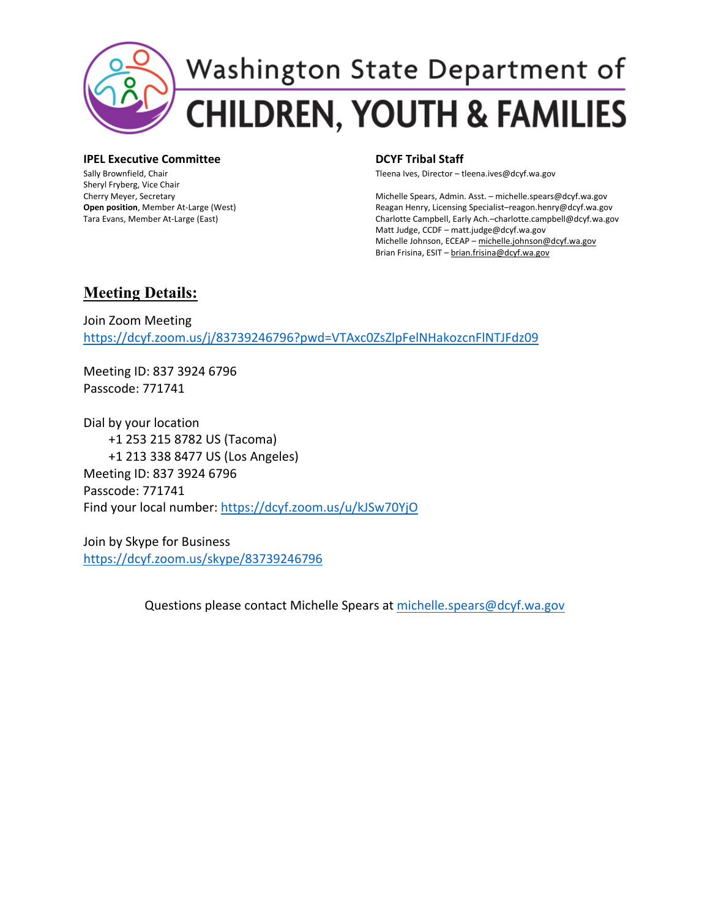# Washington State Department of CHILDREN, YOUTH & FAMILIES

**IPEL Executive Committee**

Sally Brownfield, Chair
Sheryl Fryberg, Vice Chair
Cherry Meyer, Secretary
**Open position**, Member At-Large (West)
Tara Evans, Member At-Large (East)

**DCYF Tribal Staff**

Tleena Ives, Director – tleena.ives@dcyf.wa.gov

Michelle Spears, Admin. Asst. – michelle.spears@dcyf.wa.gov
Reagan Henry, Licensing Specialist–reagon.henry@dcyf.wa.gov
Charlotte Campbell, Early Ach.–charlotte.campbell@dcyf.wa.gov
Matt Judge, CCDF – matt.judge@dcyf.wa.gov
Michelle Johnson, ECEAP – michelle.johnson@dcyf.wa.gov
Brian Frisina, ESIT – brian.frisina@dcyf.wa.gov

## Meeting Details:

Join Zoom Meeting
https://dcyf.zoom.us/j/83739246796?pwd=VTAxc0ZsZlpFelNHakozcnFlNTJFdz09

Meeting ID: 837 3924 6796
Passcode: 771741

Dial by your location
+1 253 215 8782 US (Tacoma)
+1 213 338 8477 US (Los Angeles)
Meeting ID: 837 3924 6796
Passcode: 771741
Find your local number: https://dcyf.zoom.us/u/kJSw70YjO

Join by Skype for Business
https://dcyf.zoom.us/skype/83739246796

Questions please contact Michelle Spears at michelle.spears@dcyf.wa.gov